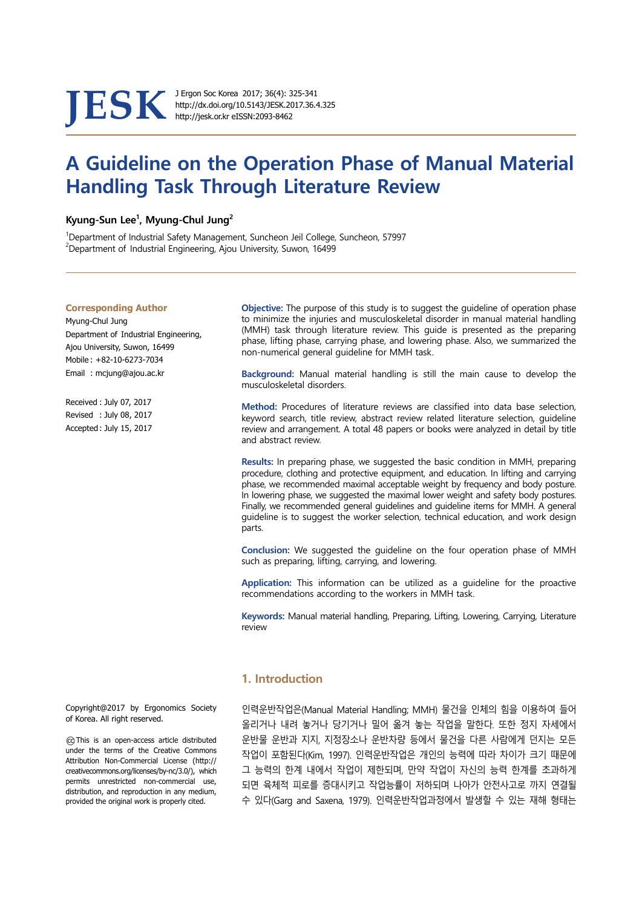# A Guideline on the Operation Phase of Manual Material Handling Task Through Literature Review

**Kyung-Sun Lee[1], Myung-Chul Jung[2]**

[1]Department of Industrial Safety Management, Suncheon Jeil College, Suncheon, 57997
[2]Department of Industrial Engineering, Ajou University, Suwon, 16499

**Corresponding Author**
Myung-Chul Jung
Department of Industrial Engineering, Ajou University, Suwon, 16499
Mobile : +82-10-6273-7034
Email : mcjung@ajou.ac.kr

Received : July 07, 2017
Revised : July 08, 2017
Accepted : July 15, 2017

**Objective:** The purpose of this study is to suggest the guideline of operation phase to minimize the injuries and musculoskeletal disorder in manual material handling (MMH) task through literature review. This guide is presented as the preparing phase, lifting phase, carrying phase, and lowering phase. Also, we summarized the non-numerical general guideline for MMH task.

**Background:** Manual material handling is still the main cause to develop the musculoskeletal disorders.

**Method:** Procedures of literature reviews are classified into data base selection, keyword search, title review, abstract review related literature selection, guideline review and arrangement. A total 48 papers or books were analyzed in detail by title and abstract review.

**Results:** In preparing phase, we suggested the basic condition in MMH, preparing procedure, clothing and protective equipment, and education. In lifting and carrying phase, we recommended maximal acceptable weight by frequency and body posture. In lowering phase, we suggested the maximal lower weight and safety body postures. Finally, we recommended general guidelines and guideline items for MMH. A general guideline is to suggest the worker selection, technical education, and work design parts.

**Conclusion:** We suggested the guideline on the four operation phase of MMH such as preparing, lifting, carrying, and lowering.

**Application:** This information can be utilized as a guideline for the proactive recommendations according to the workers in MMH task.

**Keywords:** Manual material handling, Preparing, Lifting, Lowering, Carrying, Literature review

Copyright@2017 by Ergonomics Society of Korea. All right reserved.

ⓒ This is an open-access article distributed under the terms of the Creative Commons Attribution Non-Commercial License (http://creativecommons.org/licenses/by-nc/3.0/), which permits unrestricted non-commercial use, distribution, and reproduction in any medium, provided the original work is properly cited.

## 1. Introduction

인력운반작업은(Manual Material Handling; MMH) 물건을 인체의 힘을 이용하여 들어 올리거나 내려 놓거나 당기거나 밀어 옮겨 놓는 작업을 말한다. 또한 정지 자세에서 운반물 운반과 지지, 지정장소나 운반차량 등에서 물건을 다른 사람에게 던지는 모든 작업이 포함된다(Kim, 1997). 인력운반작업은 개인의 능력에 따라 차이가 크기 때문에 그 능력의 한계 내에서 작업이 제한되며, 만약 작업이 자신의 능력 한계를 초과하게 되면 육체적 피로를 증대시키고 작업능률이 저하되며 나아가 안전사고로 까지 연결될 수 있다(Garg and Saxena, 1979). 인력운반작업과정에서 발생할 수 있는 재해 형태는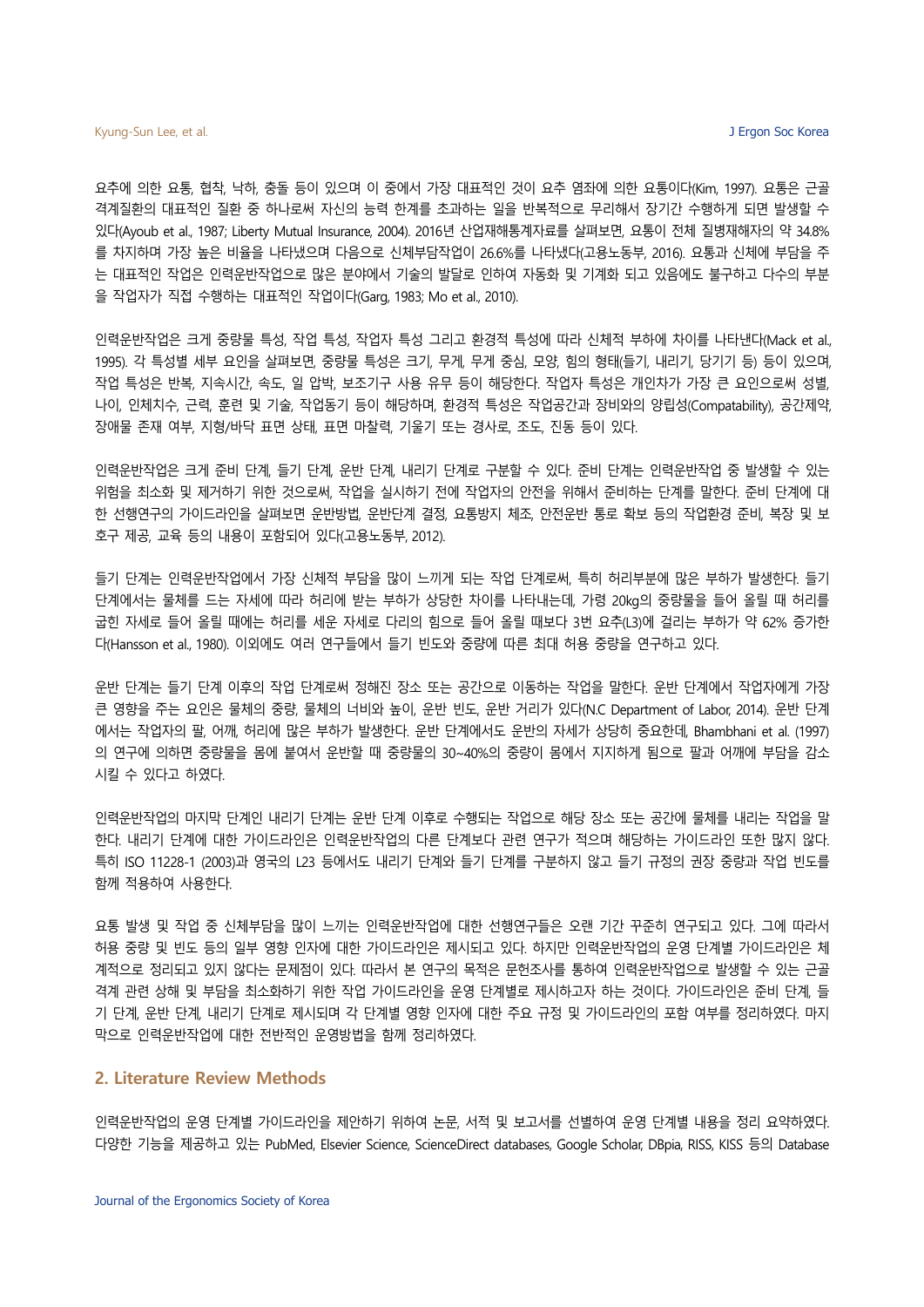요추에 의한 요통, 협착, 낙하, 충돌 등이 있으며 이 중에서 가장 대표적인 것이 요추 염좌에 의한 요통이다(Kim, 1997). 요통은 근골격계질환의 대표적인 질환 중 하나로써 자신의 능력 한계를 초과하는 일을 반복적으로 무리해서 장기간 수행하게 되면 발생할 수 있다(Ayoub et al., 1987; Liberty Mutual Insurance, 2004). 2016년 산업재해통계자료를 살펴보면, 요통이 전체 질병재해자의 약 34.8%를 차지하며 가장 높은 비율을 나타냈으며 다음으로 신체부담작업이 26.6%를 나타냈다(고용노동부, 2016). 요통과 신체에 부담을 주는 대표적인 작업은 인력운반작업으로 많은 분야에서 기술의 발달로 인하여 자동화 및 기계화 되고 있음에도 불구하고 다수의 부분을 작업자가 직접 수행하는 대표적인 작업이다(Garg, 1983; Mo et al., 2010).

인력운반작업은 크게 중량물 특성, 작업 특성, 작업자 특성 그리고 환경적 특성에 따라 신체적 부하에 차이를 나타낸다(Mack et al., 1995). 각 특성별 세부 요인을 살펴보면, 중량물 특성은 크기, 무게, 무게 중심, 모양, 힘의 형태(들기, 내리기, 당기기 등) 등이 있으며, 작업 특성은 반복, 지속시간, 속도, 일 압박, 보조기구 사용 유무 등이 해당한다. 작업자 특성은 개인차가 가장 큰 요인으로써 성별, 나이, 인체치수, 근력, 훈련 및 기술, 작업동기 등이 해당하며, 환경적 특성은 작업공간과 장비와의 양립성(Compatability), 공간제약, 장애물 존재 여부, 지형/바닥 표면 상태, 표면 마찰력, 기울기 또는 경사로, 조도, 진동 등이 있다.

인력운반작업은 크게 준비 단계, 들기 단계, 운반 단계, 내리기 단계로 구분할 수 있다. 준비 단계는 인력운반작업 중 발생할 수 있는 위험을 최소화 및 제거하기 위한 것으로써, 작업을 실시하기 전에 작업자의 안전을 위해서 준비하는 단계를 말한다. 준비 단계에 대한 선행연구의 가이드라인을 살펴보면 운반방법, 운반단계 결정, 요통방지 체조, 안전운반 통로 확보 등의 작업환경 준비, 복장 및 보호구 제공, 교육 등의 내용이 포함되어 있다(고용노동부, 2012).

들기 단계는 인력운반작업에서 가장 신체적 부담을 많이 느끼게 되는 작업 단계로써, 특히 허리부분에 많은 부하가 발생한다. 들기 단계에서는 물체를 드는 자세에 따라 허리에 받는 부하가 상당한 차이를 나타내는데, 가령 20kg의 중량물을 들어 올릴 때 허리를 굽힌 자세로 들어 올릴 때에는 허리를 세운 자세로 다리의 힘으로 들어 올릴 때보다 3번 요추(L3)에 걸리는 부하가 약 62% 증가한다(Hansson et al., 1980). 이외에도 여러 연구들에서 들기 빈도와 중량에 따른 최대 허용 중량을 연구하고 있다.

운반 단계는 들기 단계 이후의 작업 단계로써 정해진 장소 또는 공간으로 이동하는 작업을 말한다. 운반 단계에서 작업자에게 가장 큰 영향을 주는 요인은 물체의 중량, 물체의 너비와 높이, 운반 빈도, 운반 거리가 있다(N.C Department of Labor, 2014). 운반 단계에서는 작업자의 팔, 어깨, 허리에 많은 부하가 발생한다. 운반 단계에서도 운반의 자세가 상당히 중요한데, Bhambhani et al. (1997)의 연구에 의하면 중량물을 몸에 붙여서 운반할 때 중량물의 30~40%의 중량이 몸에서 지지하게 됨으로 팔과 어깨에 부담을 감소시킬 수 있다고 하였다.

인력운반작업의 마지막 단계인 내리기 단계는 운반 단계 이후로 수행되는 작업으로 해당 장소 또는 공간에 물체를 내리는 작업을 말한다. 내리기 단계에 대한 가이드라인은 인력운반작업의 다른 단계보다 관련 연구가 적으며 해당하는 가이드라인 또한 많지 않다. 특히 ISO 11228-1 (2003)과 영국의 L23 등에서도 내리기 단계와 들기 단계를 구분하지 않고 들기 규정의 권장 중량과 작업 빈도를 함께 적용하여 사용한다.

요통 발생 및 작업 중 신체부담을 많이 느끼는 인력운반작업에 대한 선행연구들은 오랜 기간 꾸준히 연구되고 있다. 그에 따라서 허용 중량 및 빈도 등의 일부 영향 인자에 대한 가이드라인은 제시되고 있다. 하지만 인력운반작업의 운영 단계별 가이드라인은 체계적으로 정리되고 있지 않다는 문제점이 있다. 따라서 본 연구의 목적은 문헌조사를 통하여 인력운반작업으로 발생할 수 있는 근골격 관련 상해 및 부담을 최소화하기 위한 작업 가이드라인을 운영 단계별로 제시하고자 하는 것이다. 가이드라인은 준비 단계, 들기 단계, 운반 단계, 내리기 단계로 제시되며 각 단계별 영향 인자에 대한 주요 규정 및 가이드라인의 포함 여부를 정리하였다. 마지막으로 인력운반작업에 대한 전반적인 운영방법을 함께 정리하였다.

## 2. Literature Review Methods

인력운반작업의 운영 단계별 가이드라인을 제안하기 위하여 논문, 서적 및 보고서를 선별하여 운영 단계별 내용을 정리 요약하였다. 다양한 기능을 제공하고 있는 PubMed, Elsevier Science, ScienceDirect databases, Google Scholar, DBpia, RISS, KISS 등의 Database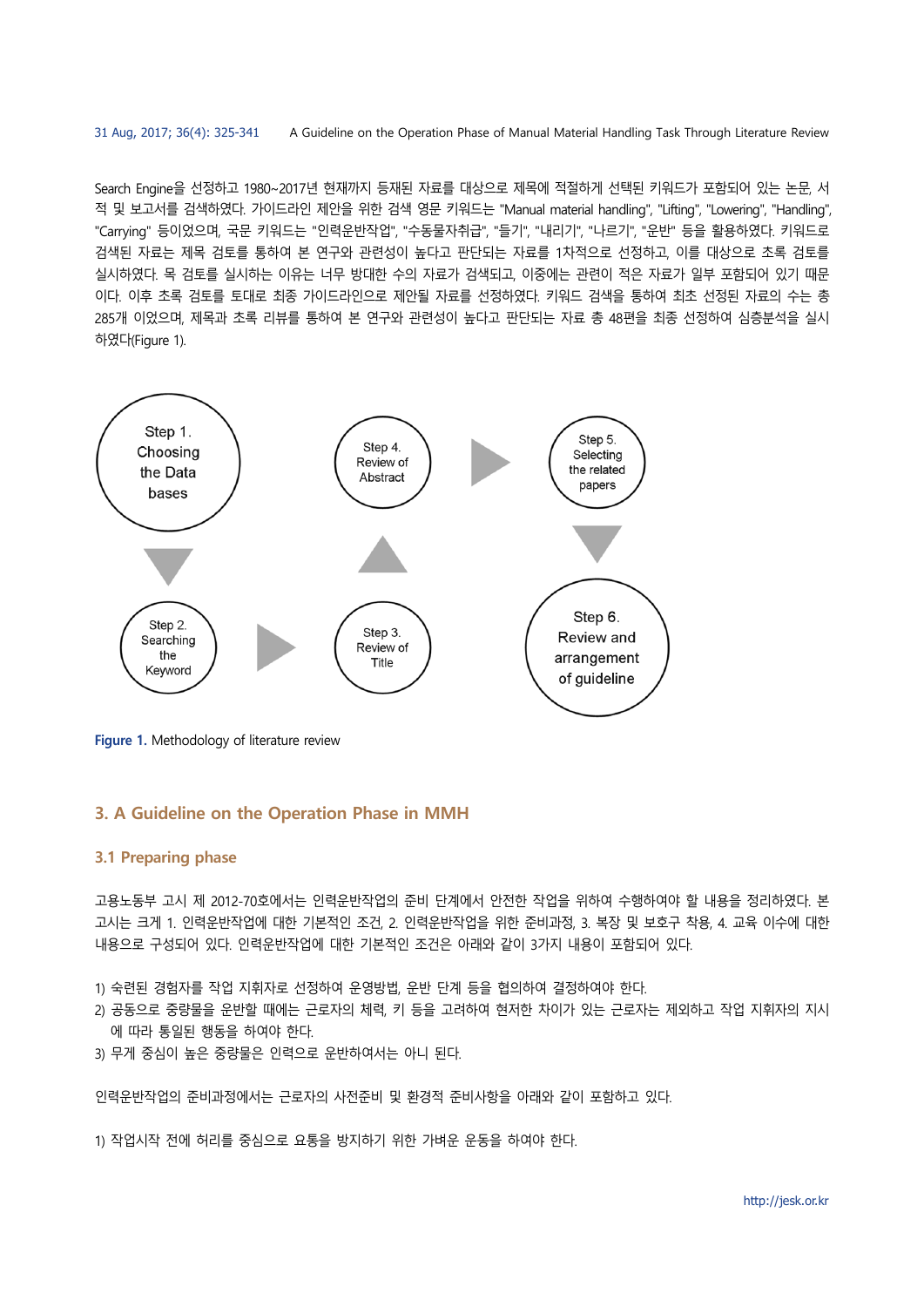Search Engine을 선정하고 1980~2017년 현재까지 등재된 자료를 대상으로 제목에 적절하게 선택된 키워드가 포함되어 있는 논문, 서적 및 보고서를 검색하였다. 가이드라인 제안을 위한 검색 영문 키워드는 "Manual material handling", "Lifting", "Lowering", "Handling", "Carrying" 등이었으며, 국문 키워드는 "인력운반작업", "수동물자취급", "들기", "내리기", "나르기", "운반" 등을 활용하였다. 키워드로 검색된 자료는 제목 검토를 통하여 본 연구와 관련성이 높다고 판단되는 자료를 1차적으로 선정하고, 이를 대상으로 초록 검토를 실시하였다. 목 검토를 실시하는 이유는 너무 방대한 수의 자료가 검색되고, 이중에는 관련이 적은 자료가 일부 포함되어 있기 때문이다. 이후 초록 검토를 토대로 최종 가이드라인으로 제안될 자료를 선정하였다. 키워드 검색을 통하여 최초 선정된 자료의 수는 총 285개 이었으며, 제목과 초록 리뷰를 통하여 본 연구와 관련성이 높다고 판단되는 자료 총 48편을 최종 선정하여 심층분석을 실시하였다(Figure 1).

**Figure 1.** Methodology of literature review

## 3. A Guideline on the Operation Phase in MMH

### 3.1 Preparing phase

고용노동부 고시 제 2012-70호에서는 인력운반작업의 준비 단계에서 안전한 작업을 위하여 수행하여야 할 내용을 정리하였다. 본 고시는 크게 1. 인력운반작업에 대한 기본적인 조건, 2. 인력운반작업을 위한 준비과정, 3. 복장 및 보호구 착용, 4. 교육 이수에 대한 내용으로 구성되어 있다. 인력운반작업에 대한 기본적인 조건은 아래와 같이 3가지 내용이 포함되어 있다.

1) 숙련된 경험자를 작업 지휘자로 선정하여 운영방법, 운반 단계 등을 협의하여 결정하여야 한다.
2) 공동으로 중량물을 운반할 때에는 근로자의 체력, 키 등을 고려하여 현저한 차이가 있는 근로자는 제외하고 작업 지휘자의 지시에 따라 통일된 행동을 하여야 한다.
3) 무게 중심이 높은 중량물은 인력으로 운반하여서는 아니 된다.

인력운반작업의 준비과정에서는 근로자의 사전준비 및 환경적 준비사항을 아래와 같이 포함하고 있다.

1) 작업시작 전에 허리를 중심으로 요통을 방지하기 위한 가벼운 운동을 하여야 한다.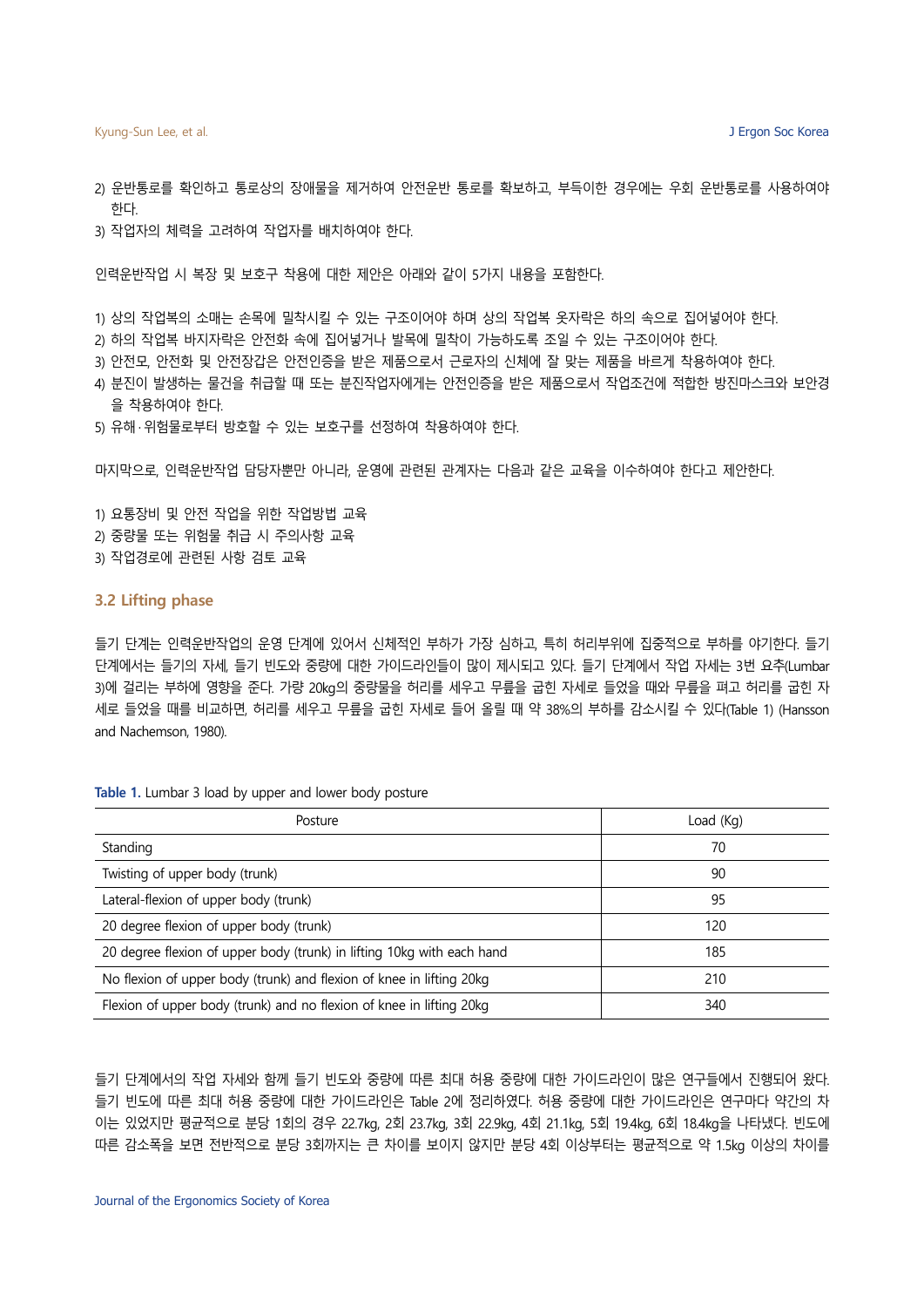2) 운반통로를 확인하고 통로상의 장애물을 제거하여 안전운반 통로를 확보하고, 부득이한 경우에는 우회 운반통로를 사용하여야 한다.
3) 작업자의 체력을 고려하여 작업자를 배치하여야 한다.

인력운반작업 시 복장 및 보호구 착용에 대한 제안은 아래와 같이 5가지 내용을 포함한다.

1) 상의 작업복의 소매는 손목에 밀착시킬 수 있는 구조이어야 하며 상의 작업복 옷자락은 하의 속으로 집어넣어야 한다.
2) 하의 작업복 바지자락은 안전화 속에 집어넣거나 발목에 밀착이 가능하도록 조일 수 있는 구조이어야 한다.
3) 안전모, 안전화 및 안전장갑은 안전인증을 받은 제품으로서 근로자의 신체에 잘 맞는 제품을 바르게 착용하여야 한다.
4) 분진이 발생하는 물건을 취급할 때 또는 분진작업자에게는 안전인증을 받은 제품으로서 작업조건에 적합한 방진마스크와 보안경을 착용하여야 한다.
5) 유해·위험물로부터 방호할 수 있는 보호구를 선정하여 착용하여야 한다.

마지막으로, 인력운반작업 담당자뿐만 아니라, 운영에 관련된 관계자는 다음과 같은 교육을 이수하여야 한다고 제안한다.

1) 요통장비 및 안전 작업을 위한 작업방법 교육
2) 중량물 또는 위험물 취급 시 주의사항 교육
3) 작업경로에 관련된 사항 검토 교육

### 3.2 Lifting phase

들기 단계는 인력운반작업의 운영 단계에 있어서 신체적인 부하가 가장 심하고, 특히 허리부위에 집중적으로 부하를 야기한다. 들기 단계에서는 들기의 자세, 들기 빈도와 중량에 대한 가이드라인들이 많이 제시되고 있다. 들기 단계에서 작업 자세는 3번 요추(Lumbar 3)에 걸리는 부하에 영향을 준다. 가량 20kg의 중량물을 허리를 세우고 무릎을 굽힌 자세로 들었을 때와 무릎을 펴고 허리를 굽힌 자세로 들었을 때를 비교하면, 허리를 세우고 무릎을 굽힌 자세로 들어 올릴 때 약 38%의 부하를 감소시킬 수 있다(Table 1) (Hansson and Nachemson, 1980).

**Table 1.** Lumbar 3 load by upper and lower body posture

| Posture | Load (Kg) |
|---|---|
| Standing | 70 |
| Twisting of upper body (trunk) | 90 |
| Lateral-flexion of upper body (trunk) | 95 |
| 20 degree flexion of upper body (trunk) | 120 |
| 20 degree flexion of upper body (trunk) in lifting 10kg with each hand | 185 |
| No flexion of upper body (trunk) and flexion of knee in lifting 20kg | 210 |
| Flexion of upper body (trunk) and no flexion of knee in lifting 20kg | 340 |

들기 단계에서의 작업 자세와 함께 들기 빈도와 중량에 따른 최대 허용 중량에 대한 가이드라인이 많은 연구들에서 진행되어 왔다. 들기 빈도에 따른 최대 허용 중량에 대한 가이드라인은 Table 2에 정리하였다. 허용 중량에 대한 가이드라인은 연구마다 약간의 차이는 있었지만 평균적으로 분당 1회의 경우 22.7kg, 2회 23.7kg, 3회 22.9kg, 4회 21.1kg, 5회 19.4kg, 6회 18.4kg을 나타냈다. 빈도에 따른 감소폭을 보면 전반적으로 분당 3회까지는 큰 차이를 보이지 않지만 분당 4회 이상부터는 평균적으로 약 1.5kg 이상의 차이를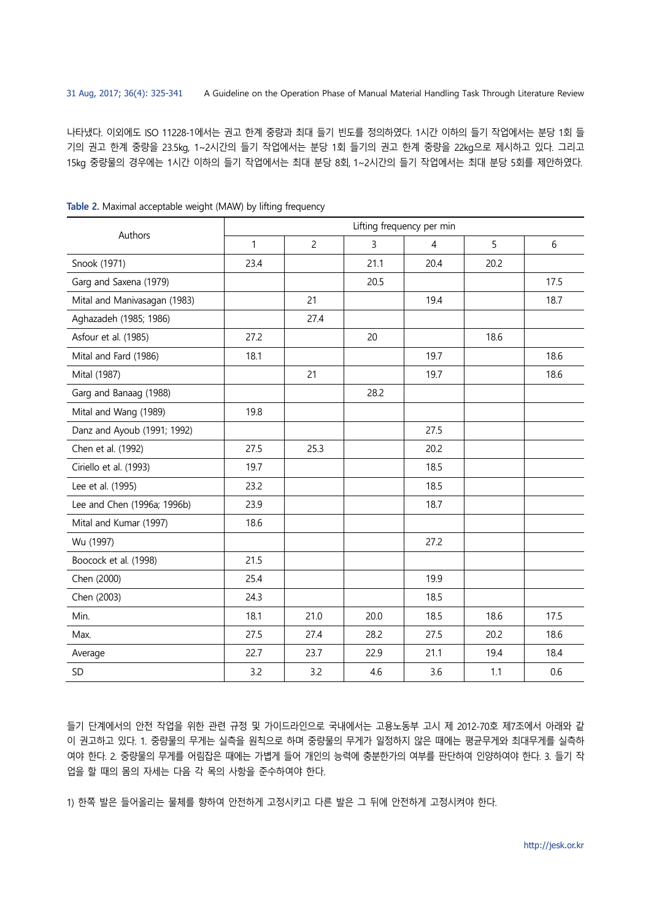나타냈다. 이외에도 ISO 11228-1에서는 권고 한계 중량과 최대 들기 빈도를 정의하였다. 1시간 이하의 들기 작업에서는 분당 1회 들기의 권고 한계 중량을 23.5kg, 1~2시간의 들기 작업에서는 분당 1회 들기의 권고 한계 중량을 22kg으로 제시하고 있다. 그리고 15kg 중량물의 경우에는 1시간 이하의 들기 작업에서는 최대 분당 8회, 1~2시간의 들기 작업에서는 최대 분당 5회를 제안하였다.

**Table 2.** Maximal acceptable weight (MAW) by lifting frequency

| Authors | Lifting frequency per min | | | | | |
|---|---|---|---|---|---|---|
| | 1 | 2 | 3 | 4 | 5 | 6 |
| Snook (1971) | 23.4 | | 21.1 | 20.4 | 20.2 | |
| Garg and Saxena (1979) | | | 20.5 | | | 17.5 |
| Mital and Manivasagan (1983) | | 21 | | 19.4 | | 18.7 |
| Aghazadeh (1985; 1986) | | 27.4 | | | | |
| Asfour et al. (1985) | 27.2 | | 20 | | 18.6 | |
| Mital and Fard (1986) | 18.1 | | | 19.7 | | 18.6 |
| Mital (1987) | | 21 | | 19.7 | | 18.6 |
| Garg and Banaag (1988) | | | 28.2 | | | |
| Mital and Wang (1989) | 19.8 | | | | | |
| Danz and Ayoub (1991; 1992) | | | | 27.5 | | |
| Chen et al. (1992) | 27.5 | 25.3 | | 20.2 | | |
| Ciriello et al. (1993) | 19.7 | | | 18.5 | | |
| Lee et al. (1995) | 23.2 | | | 18.5 | | |
| Lee and Chen (1996a; 1996b) | 23.9 | | | 18.7 | | |
| Mital and Kumar (1997) | 18.6 | | | | | |
| Wu (1997) | | | | 27.2 | | |
| Boocock et al. (1998) | 21.5 | | | | | |
| Chen (2000) | 25.4 | | | 19.9 | | |
| Chen (2003) | 24.3 | | | 18.5 | | |
| Min. | 18.1 | 21.0 | 20.0 | 18.5 | 18.6 | 17.5 |
| Max. | 27.5 | 27.4 | 28.2 | 27.5 | 20.2 | 18.6 |
| Average | 22.7 | 23.7 | 22.9 | 21.1 | 19.4 | 18.4 |
| SD | 3.2 | 3.2 | 4.6 | 3.6 | 1.1 | 0.6 |

들기 단계에서의 안전 작업을 위한 관련 규정 및 가이드라인으로 국내에서는 고용노동부 고시 제 2012-70호 제7조에서 아래와 같이 권고하고 있다. 1. 중량물의 무게는 실측을 원칙으로 하며 중량물의 무게가 일정하지 않은 때에는 평균무게와 최대무게를 실측하여야 한다. 2. 중량물의 무게를 어림잡은 때에는 가볍게 들어 개인의 능력에 충분한가의 여부를 판단하여 인양하여야 한다. 3. 들기 작업을 할 때의 몸의 자세는 다음 각 목의 사항을 준수하여야 한다.

1) 한쪽 발은 들어올리는 물체를 향하여 안전하게 고정시키고 다른 발은 그 뒤에 안전하게 고정시켜야 한다.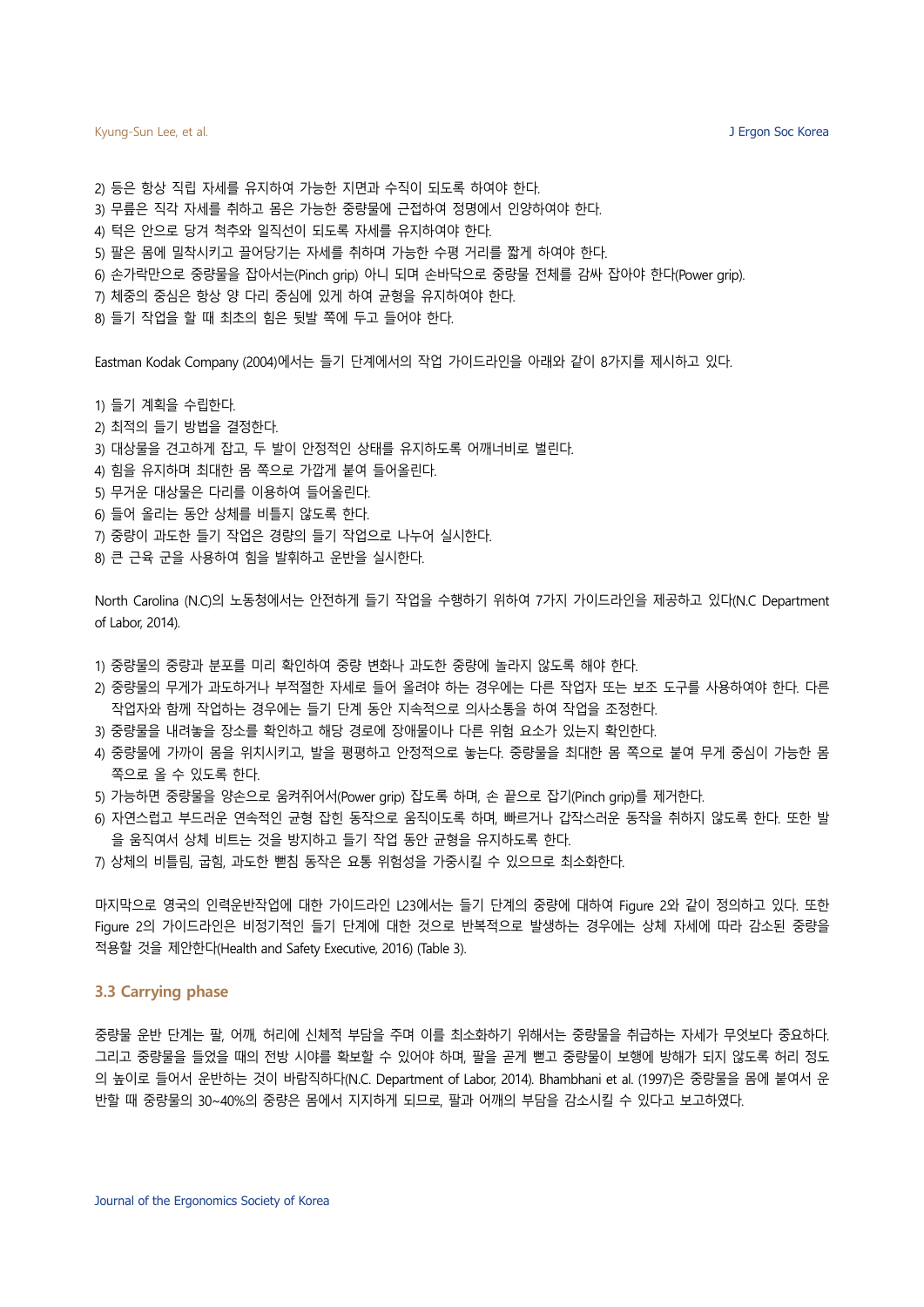2) 등은 항상 직립 자세를 유지하여 가능한 지면과 수직이 되도록 하여야 한다.
3) 무릎은 직각 자세를 취하고 몸은 가능한 중량물에 근접하여 정면에서 인양하여야 한다.
4) 턱은 안으로 당겨 척추와 일직선이 되도록 자세를 유지하여야 한다.
5) 팔은 몸에 밀착시키고 끌어당기는 자세를 취하며 가능한 수평 거리를 짧게 하여야 한다.
6) 손가락만으로 중량물을 잡아서는(Pinch grip) 아니 되며 손바닥으로 중량물 전체를 감싸 잡아야 한다(Power grip).
7) 체중의 중심은 항상 양 다리 중심에 있게 하여 균형을 유지하여야 한다.
8) 들기 작업을 할 때 최초의 힘은 뒷발 쪽에 두고 들어야 한다.

Eastman Kodak Company (2004)에서는 들기 단계에서의 작업 가이드라인을 아래와 같이 8가지를 제시하고 있다.

1) 들기 계획을 수립한다.
2) 최적의 들기 방법을 결정한다.
3) 대상물을 견고하게 잡고, 두 발이 안정적인 상태를 유지하도록 어깨너비로 벌린다.
4) 힘을 유지하며 최대한 몸 쪽으로 가깝게 붙여 들어올린다.
5) 무거운 대상물은 다리를 이용하여 들어올린다.
6) 들어 올리는 동안 상체를 비틀지 않도록 한다.
7) 중량이 과도한 들기 작업은 경량의 들기 작업으로 나누어 실시한다.
8) 큰 근육 군을 사용하여 힘을 발휘하고 운반을 실시한다.

North Carolina (N.C)의 노동청에서는 안전하게 들기 작업을 수행하기 위하여 7가지 가이드라인을 제공하고 있다(N.C Department of Labor, 2014).

1) 중량물의 중량과 분포를 미리 확인하여 중량 변화나 과도한 중량에 놀라지 않도록 해야 한다.
2) 중량물의 무게가 과도하거나 부적절한 자세로 들어 올려야 하는 경우에는 다른 작업자 또는 보조 도구를 사용하여야 한다. 다른 작업자와 함께 작업하는 경우에는 들기 단계 동안 지속적으로 의사소통을 하여 작업을 조정한다.
3) 중량물을 내려놓을 장소를 확인하고 해당 경로에 장애물이나 다른 위험 요소가 있는지 확인한다.
4) 중량물에 가까이 몸을 위치시키고, 발을 평평하고 안정적으로 놓는다. 중량물을 최대한 몸 쪽으로 붙여 무게 중심이 가능한 몸 쪽으로 올 수 있도록 한다.
5) 가능하면 중량물을 양손으로 움켜쥐어서(Power grip) 잡도록 하며, 손 끝으로 잡기(Pinch grip)를 제거한다.
6) 자연스럽고 부드러운 연속적인 균형 잡힌 동작으로 움직이도록 하며, 빠르거나 갑작스러운 동작을 취하지 않도록 한다. 또한 발을 움직여서 상체 비트는 것을 방지하고 들기 작업 동안 균형을 유지하도록 한다.
7) 상체의 비틀림, 굽힘, 과도한 뻗침 동작은 요통 위험성을 가중시킬 수 있으므로 최소화한다.

마지막으로 영국의 인력운반작업에 대한 가이드라인 L23에서는 들기 단계의 중량에 대하여 Figure 2와 같이 정의하고 있다. 또한 Figure 2의 가이드라인은 비정기적인 들기 단계에 대한 것으로 반복적으로 발생하는 경우에는 상체 자세에 따라 감소된 중량을 적용할 것을 제안한다(Health and Safety Executive, 2016) (Table 3).

## 3.3 Carrying phase

중량물 운반 단계는 팔, 어깨, 허리에 신체적 부담을 주며 이를 최소화하기 위해서는 중량물을 취급하는 자세가 무엇보다 중요하다. 그리고 중량물을 들었을 때의 전방 시야를 확보할 수 있어야 하며, 팔을 곧게 뻗고 중량물이 보행에 방해가 되지 않도록 허리 정도의 높이로 들어서 운반하는 것이 바람직하다(N.C. Department of Labor, 2014). Bhambhani et al. (1997)은 중량물을 몸에 붙여서 운반할 때 중량물의 30~40%의 중량은 몸에서 지지하게 되므로, 팔과 어깨의 부담을 감소시킬 수 있다고 보고하였다.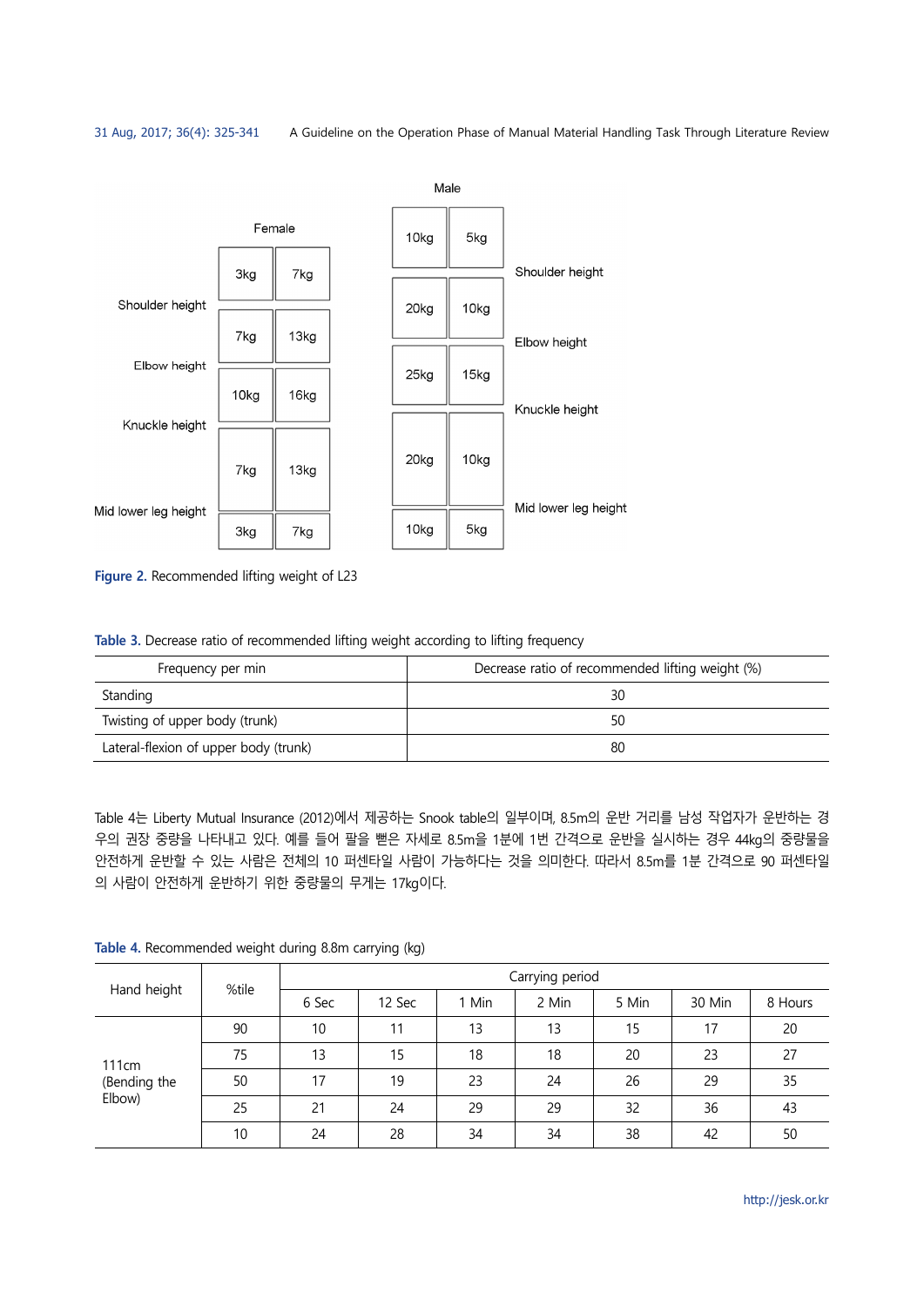| Height range | Female | | Male | |
|---|---|---|---|---|
| Above shoulder height | 3kg | 7kg | 10kg | 5kg |
| Shoulder height – Elbow height | 7kg | 13kg | 20kg | 10kg |
| Elbow height – Knuckle height | 10kg | 16kg | 25kg | 15kg |
| Knuckle height – Mid lower leg height | 7kg | 13kg | 20kg | 10kg |
| Below mid lower leg height | 3kg | 7kg | 10kg | 5kg |

**Figure 2.** Recommended lifting weight of L23

**Table 3.** Decrease ratio of recommended lifting weight according to lifting frequency

| Frequency per min | Decrease ratio of recommended lifting weight (%) |
|---|---|
| Standing | 30 |
| Twisting of upper body (trunk) | 50 |
| Lateral-flexion of upper body (trunk) | 80 |

Table 4는 Liberty Mutual Insurance (2012)에서 제공하는 Snook table의 일부이며, 8.5m의 운반 거리를 남성 작업자가 운반하는 경우의 권장 중량을 나타내고 있다. 예를 들어 팔을 뻗은 자세로 8.5m을 1분에 1번 간격으로 운반을 실시하는 경우 44kg의 중량물을 안전하게 운반할 수 있는 사람은 전체의 10 퍼센타일 사람이 가능하다는 것을 의미한다. 따라서 8.5m를 1분 간격으로 90 퍼센타일의 사람이 안전하게 운반하기 위한 중량물의 무게는 17kg이다.

**Table 4.** Recommended weight during 8.8m carrying (kg)

| Hand height | %tile | Carrying period | | | | | | |
|---|---|---|---|---|---|---|---|---|
| | | 6 Sec | 12 Sec | 1 Min | 2 Min | 5 Min | 30 Min | 8 Hours |
| 111cm (Bending the Elbow) | 90 | 10 | 11 | 13 | 13 | 15 | 17 | 20 |
| | 75 | 13 | 15 | 18 | 18 | 20 | 23 | 27 |
| | 50 | 17 | 19 | 23 | 24 | 26 | 29 | 35 |
| | 25 | 21 | 24 | 29 | 29 | 32 | 36 | 43 |
| | 10 | 24 | 28 | 34 | 34 | 38 | 42 | 50 |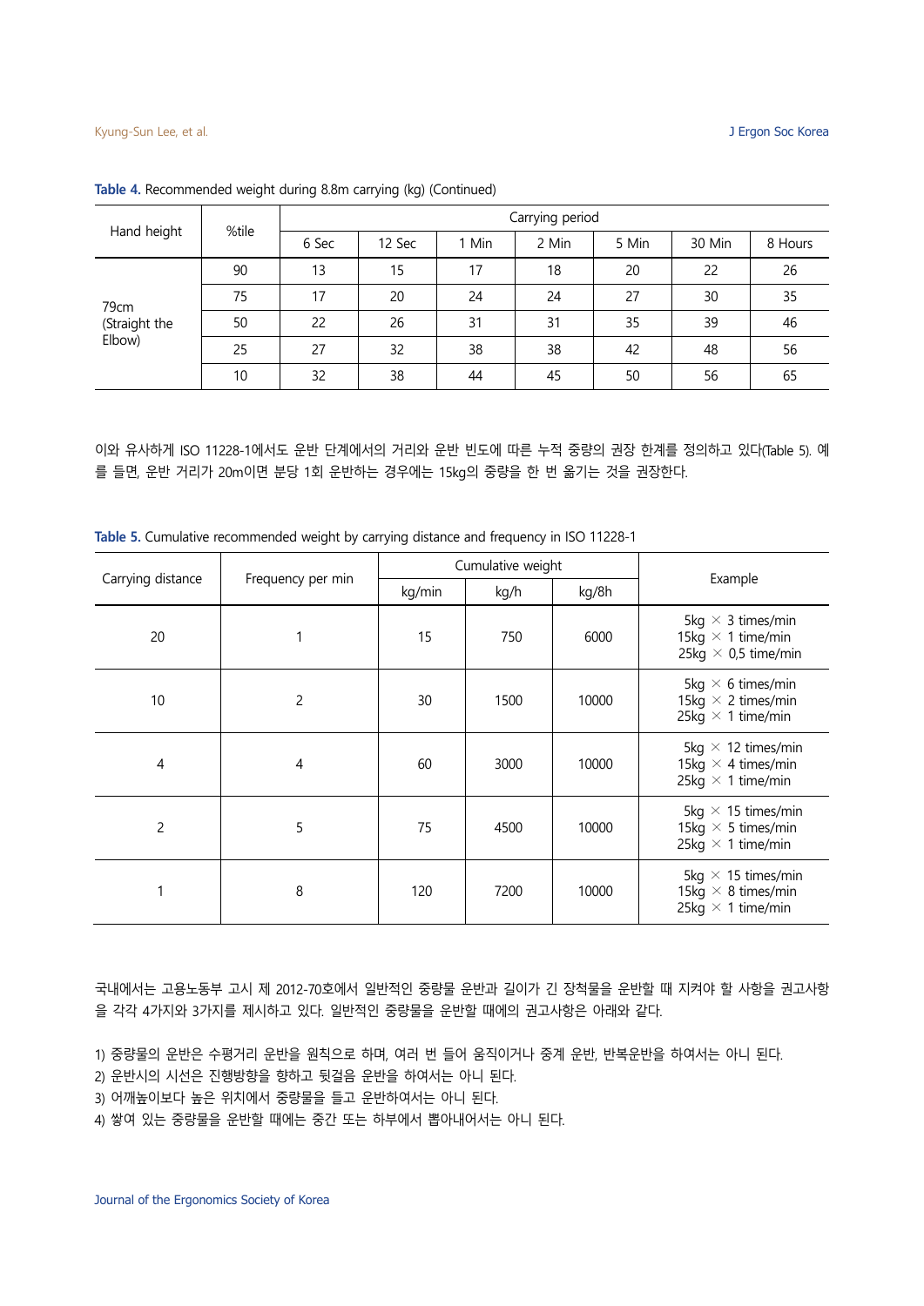**Table 4.** Recommended weight during 8.8m carrying (kg) (Continued)

| Hand height | %tile | Carrying period | | | | | | |
|---|---|---|---|---|---|---|---|---|
| | | 6 Sec | 12 Sec | 1 Min | 2 Min | 5 Min | 30 Min | 8 Hours |
| 79cm (Straight the Elbow) | 90 | 13 | 15 | 17 | 18 | 20 | 22 | 26 |
| | 75 | 17 | 20 | 24 | 24 | 27 | 30 | 35 |
| | 50 | 22 | 26 | 31 | 31 | 35 | 39 | 46 |
| | 25 | 27 | 32 | 38 | 38 | 42 | 48 | 56 |
| | 10 | 32 | 38 | 44 | 45 | 50 | 56 | 65 |

이와 유사하게 ISO 11228-1에서도 운반 단계에서의 거리와 운반 빈도에 따른 누적 중량의 권장 한계를 정의하고 있다(Table 5). 예를 들면, 운반 거리가 20m이면 분당 1회 운반하는 경우에는 15kg의 중량을 한 번 옮기는 것을 권장한다.

**Table 5.** Cumulative recommended weight by carrying distance and frequency in ISO 11228-1

| Carrying distance | Frequency per min | Cumulative weight | | | Example |
|---|---|---|---|---|---|
| | | kg/min | kg/h | kg/8h | |
| 20 | 1 | 15 | 750 | 6000 | 5kg × 3 times/min<br>15kg × 1 time/min<br>25kg × 0,5 time/min |
| 10 | 2 | 30 | 1500 | 10000 | 5kg × 6 times/min<br>15kg × 2 times/min<br>25kg × 1 time/min |
| 4 | 4 | 60 | 3000 | 10000 | 5kg × 12 times/min<br>15kg × 4 times/min<br>25kg × 1 time/min |
| 2 | 5 | 75 | 4500 | 10000 | 5kg × 15 times/min<br>15kg × 5 times/min<br>25kg × 1 time/min |
| 1 | 8 | 120 | 7200 | 10000 | 5kg × 15 times/min<br>15kg × 8 times/min<br>25kg × 1 time/min |

국내에서는 고용노동부 고시 제 2012-70호에서 일반적인 중량물 운반과 길이가 긴 장척물을 운반할 때 지켜야 할 사항을 권고사항을 각각 4가지와 3가지를 제시하고 있다. 일반적인 중량물을 운반할 때에의 권고사항은 아래와 같다.

1) 중량물의 운반은 수평거리 운반을 원칙으로 하며, 여러 번 들어 움직이거나 중계 운반, 반복운반을 하여서는 아니 된다.
2) 운반시의 시선은 진행방향을 향하고 뒷걸음 운반을 하여서는 아니 된다.
3) 어깨높이보다 높은 위치에서 중량물을 들고 운반하여서는 아니 된다.
4) 쌓여 있는 중량물을 운반할 때에는 중간 또는 하부에서 뽑아내어서는 아니 된다.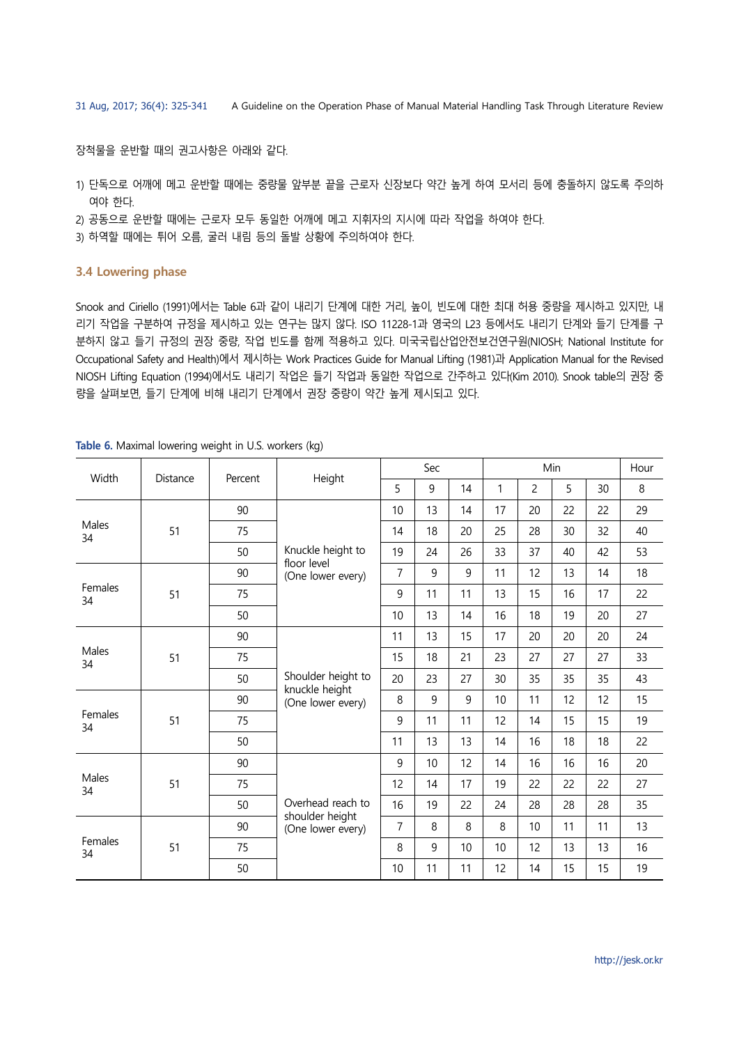장척물을 운반할 때의 권고사항은 아래와 같다.

1) 단독으로 어깨에 메고 운반할 때에는 중량물 앞부분 끝을 근로자 신장보다 약간 높게 하여 모서리 등에 충돌하지 않도록 주의하여야 한다.
2) 공동으로 운반할 때에는 근로자 모두 동일한 어깨에 메고 지휘자의 지시에 따라 작업을 하여야 한다.
3) 하역할 때에는 튀어 오름, 굴러 내림 등의 돌발 상황에 주의하여야 한다.

### 3.4 Lowering phase

Snook and Ciriello (1991)에서는 Table 6과 같이 내리기 단계에 대한 거리, 높이, 빈도에 대한 최대 허용 중량을 제시하고 있지만, 내리기 작업을 구분하여 규정을 제시하고 있는 연구는 많지 않다. ISO 11228-1과 영국의 L23 등에서도 내리기 단계와 들기 단계를 구분하지 않고 들기 규정의 권장 중량, 작업 빈도를 함께 적용하고 있다. 미국국립산업안전보건연구원(NIOSH; National Institute for Occupational Safety and Health)에서 제시하는 Work Practices Guide for Manual Lifting (1981)과 Application Manual for the Revised NIOSH Lifting Equation (1994)에서도 내리기 작업은 들기 작업과 동일한 작업으로 간주하고 있다(Kim 2010). Snook table의 권장 중량을 살펴보면, 들기 단계에 비해 내리기 단계에서 권장 중량이 약간 높게 제시되고 있다.

**Table 6.** Maximal lowering weight in U.S. workers (kg)

| Width | Distance | Percent | Height | Sec | | | Min | | | | Hour |
|---|---|---|---|---|---|---|---|---|---|---|---|
| | | | | 5 | 9 | 14 | 1 | 2 | 5 | 30 | 8 |
| Males 34 | 51 | 90 | Knuckle height to floor level (One lower every) | 10 | 13 | 14 | 17 | 20 | 22 | 22 | 29 |
| | | 75 | | 14 | 18 | 20 | 25 | 28 | 30 | 32 | 40 |
| | | 50 | | 19 | 24 | 26 | 33 | 37 | 40 | 42 | 53 |
| Females 34 | 51 | 90 | | 7 | 9 | 9 | 11 | 12 | 13 | 14 | 18 |
| | | 75 | | 9 | 11 | 11 | 13 | 15 | 16 | 17 | 22 |
| | | 50 | | 10 | 13 | 14 | 16 | 18 | 19 | 20 | 27 |
| Males 34 | 51 | 90 | Shoulder height to knuckle height (One lower every) | 11 | 13 | 15 | 17 | 20 | 20 | 20 | 24 |
| | | 75 | | 15 | 18 | 21 | 23 | 27 | 27 | 27 | 33 |
| | | 50 | | 20 | 23 | 27 | 30 | 35 | 35 | 35 | 43 |
| Females 34 | 51 | 90 | | 8 | 9 | 9 | 10 | 11 | 12 | 12 | 15 |
| | | 75 | | 9 | 11 | 11 | 12 | 14 | 15 | 15 | 19 |
| | | 50 | | 11 | 13 | 13 | 14 | 16 | 18 | 18 | 22 |
| Males 34 | 51 | 90 | Overhead reach to shoulder height (One lower every) | 9 | 10 | 12 | 14 | 16 | 16 | 16 | 20 |
| | | 75 | | 12 | 14 | 17 | 19 | 22 | 22 | 22 | 27 |
| | | 50 | | 16 | 19 | 22 | 24 | 28 | 28 | 28 | 35 |
| Females 34 | 51 | 90 | | 7 | 8 | 8 | 8 | 10 | 11 | 11 | 13 |
| | | 75 | | 8 | 9 | 10 | 10 | 12 | 13 | 13 | 16 |
| | | 50 | | 10 | 11 | 11 | 12 | 14 | 15 | 15 | 19 |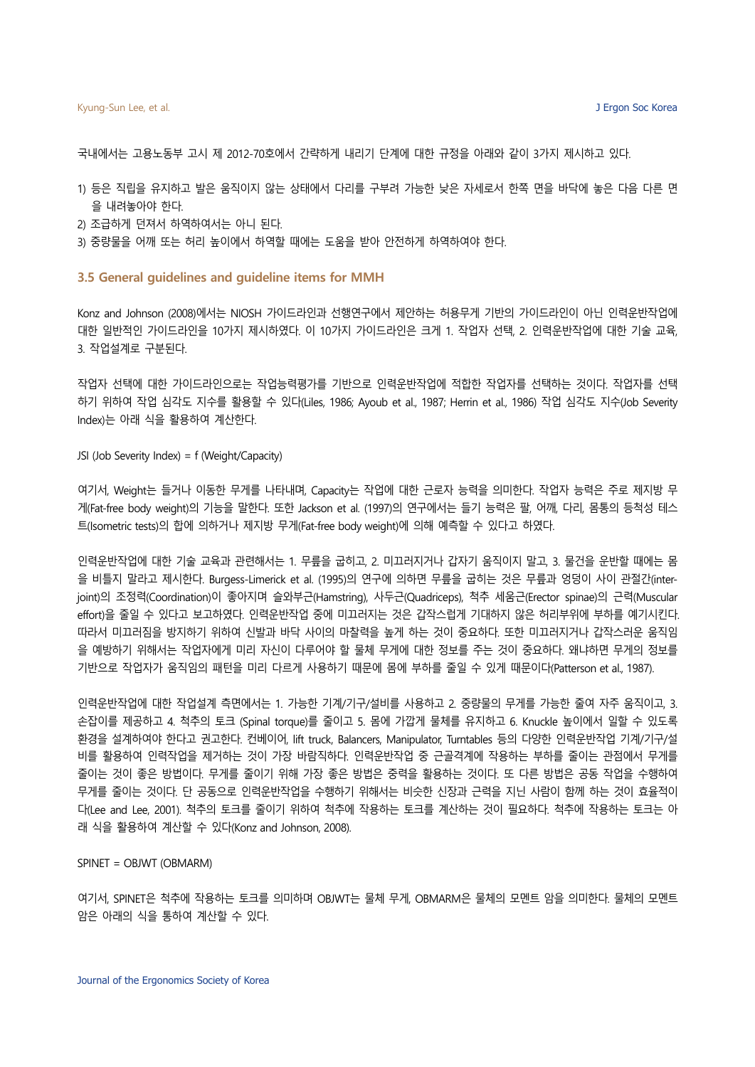국내에서는 고용노동부 고시 제 2012-70호에서 간략하게 내리기 단계에 대한 규정을 아래와 같이 3가지 제시하고 있다.

1) 등은 직립을 유지하고 발은 움직이지 않는 상태에서 다리를 구부려 가능한 낮은 자세로서 한쪽 면을 바닥에 놓은 다음 다른 면을 내려놓아야 한다.
2) 조급하게 던져서 하역하여서는 아니 된다.
3) 중량물을 어깨 또는 허리 높이에서 하역할 때에는 도움을 받아 안전하게 하역하여야 한다.

### 3.5 General guidelines and guideline items for MMH

Konz and Johnson (2008)에서는 NIOSH 가이드라인과 선행연구에서 제안하는 허용무게 기반의 가이드라인이 아닌 인력운반작업에 대한 일반적인 가이드라인을 10가지 제시하였다. 이 10가지 가이드라인은 크게 1. 작업자 선택, 2. 인력운반작업에 대한 기술 교육, 3. 작업설계로 구분된다.

작업자 선택에 대한 가이드라인으로는 작업능력평가를 기반으로 인력운반작업에 적합한 작업자를 선택하는 것이다. 작업자를 선택하기 위하여 작업 심각도 지수를 활용할 수 있다(Liles, 1986; Ayoub et al., 1987; Herrin et al., 1986) 작업 심각도 지수(Job Severity Index)는 아래 식을 활용하여 계산한다.

JSI (Job Severity Index) = f (Weight/Capacity)

여기서, Weight는 들거나 이동한 무게를 나타내며, Capacity는 작업에 대한 근로자 능력을 의미한다. 작업자 능력은 주로 제지방 무게(Fat-free body weight)의 기능을 말한다. 또한 Jackson et al. (1997)의 연구에서는 들기 능력은 팔, 어깨, 다리, 몸통의 등척성 테스트(Isometric tests)의 합에 의하거나 제지방 무게(Fat-free body weight)에 의해 예측할 수 있다고 하였다.

인력운반작업에 대한 기술 교육과 관련해서는 1. 무릎을 굽히고, 2. 미끄러지거나 갑자기 움직이지 말고, 3. 물건을 운반할 때에는 몸을 비틀지 말라고 제시한다. Burgess-Limerick et al. (1995)의 연구에 의하면 무릎을 굽히는 것은 무릎과 엉덩이 사이 관절간(inter-joint)의 조정력(Coordination)이 좋아지며 슬와부근(Hamstring), 사두근(Quadriceps), 척추 세움근(Erector spinae)의 근력(Muscular effort)을 줄일 수 있다고 보고하였다. 인력운반작업 중에 미끄러지는 것은 갑작스럽게 기대하지 않은 허리부위에 부하를 예기시킨다. 따라서 미끄러짐을 방지하기 위하여 신발과 바닥 사이의 마찰력을 높게 하는 것이 중요하다. 또한 미끄러지거나 갑작스러운 움직임을 예방하기 위해서는 작업자에게 미리 자신이 다루어야 할 물체 무게에 대한 정보를 주는 것이 중요하다. 왜냐하면 무게의 정보를 기반으로 작업자가 움직임의 패턴을 미리 다르게 사용하기 때문에 몸에 부하를 줄일 수 있게 때문이다(Patterson et al., 1987).

인력운반작업에 대한 작업설계 측면에서는 1. 가능한 기계/기구/설비를 사용하고 2. 중량물의 무게를 가능한 줄여 자주 움직이고, 3. 손잡이를 제공하고 4. 척추의 토크 (Spinal torque)를 줄이고 5. 몸에 가깝게 물체를 유지하고 6. Knuckle 높이에서 일할 수 있도록 환경을 설계하여야 한다고 권고한다. 컨베이어, lift truck, Balancers, Manipulator, Turntables 등의 다양한 인력운반작업 기계/기구/설비를 활용하여 인력작업을 제거하는 것이 가장 바람직하다. 인력운반작업 중 근골격계에 작용하는 부하를 줄이는 관점에서 무게를 줄이는 것이 좋은 방법이다. 무게를 줄이기 위해 가장 좋은 방법은 중력을 활용하는 것이다. 또 다른 방법은 공동 작업을 수행하여 무게를 줄이는 것이다. 단 공동으로 인력운반작업을 수행하기 위해서는 비슷한 신장과 근력을 지닌 사람이 함께 하는 것이 효율적이다(Lee and Lee, 2001). 척추의 토크를 줄이기 위하여 척추에 작용하는 토크를 계산하는 것이 필요하다. 척추에 작용하는 토크는 아래 식을 활용하여 계산할 수 있다(Konz and Johnson, 2008).

SPINET = OBJWT (OBMARM)

여기서, SPINET은 척추에 작용하는 토크를 의미하며 OBJWT는 물체 무게, OBMARM은 물체의 모멘트 암을 의미한다. 물체의 모멘트 암은 아래의 식을 통하여 계산할 수 있다.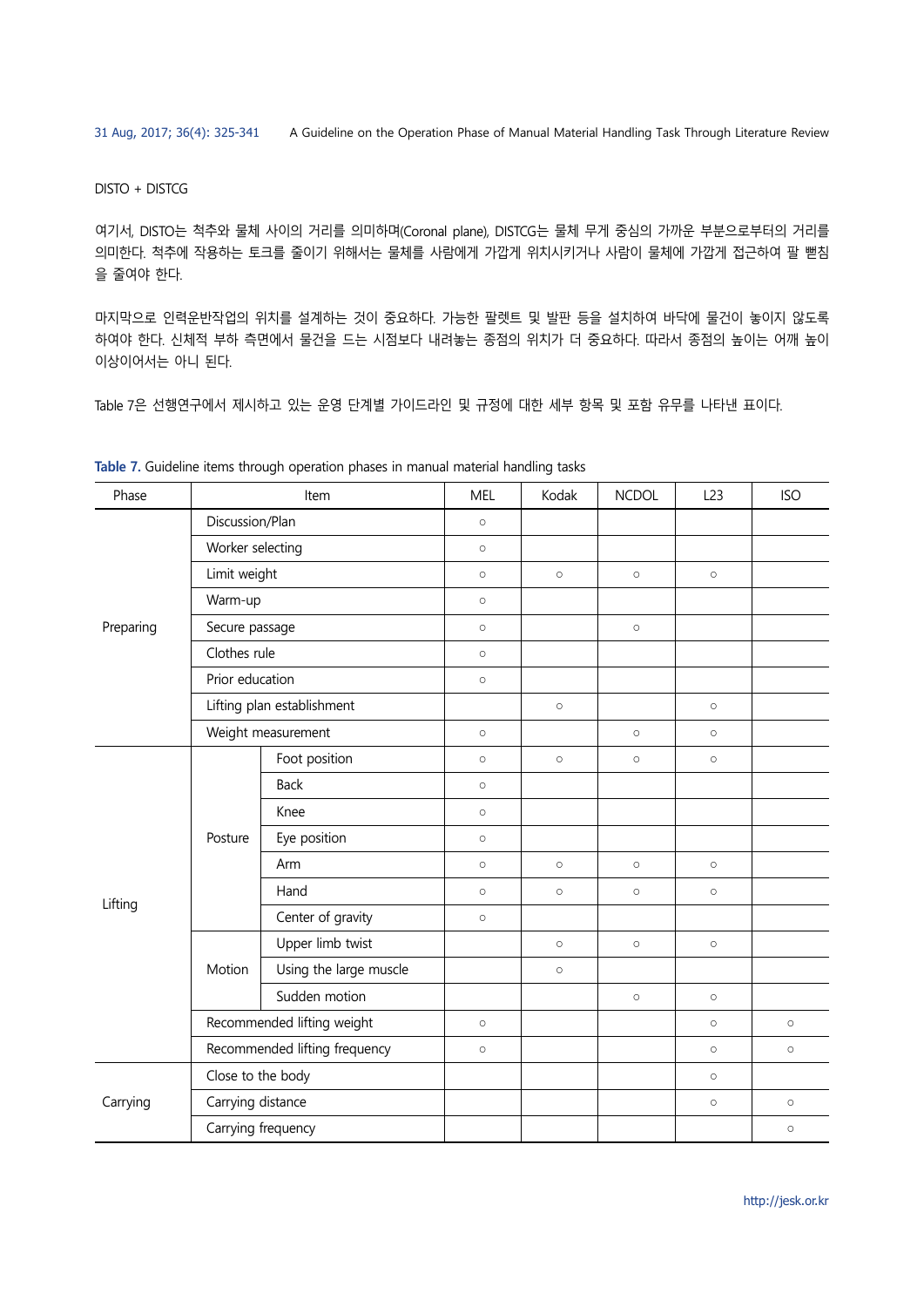DISTO + DISTCG

여기서, DISTO는 척추와 물체 사이의 거리를 의미하며(Coronal plane), DISTCG는 물체 무게 중심의 가까운 부분으로부터의 거리를 의미한다. 척추에 작용하는 토크를 줄이기 위해서는 물체를 사람에게 가깝게 위치시키거나 사람이 물체에 가깝게 접근하여 팔 뻗침을 줄여야 한다.

마지막으로 인력운반작업의 위치를 설계하는 것이 중요하다. 가능한 팔렛트 및 발판 등을 설치하여 바닥에 물건이 놓이지 않도록 하여야 한다. 신체적 부하 측면에서 물건을 드는 시점보다 내려놓는 종점의 위치가 더 중요하다. 따라서 종점의 높이는 어깨 높이 이상이어서는 아니 된다.

Table 7은 선행연구에서 제시하고 있는 운영 단계별 가이드라인 및 규정에 대한 세부 항목 및 포함 유무를 나타낸 표이다.

**Table 7.** Guideline items through operation phases in manual material handling tasks

| Phase | Item | | MEL | Kodak | NCDOL | L23 | ISO |
|---|---|---|---|---|---|---|---|
| Preparing | Discussion/Plan | | ○ | | | | |
| | Worker selecting | | ○ | | | | |
| | Limit weight | | ○ | ○ | ○ | ○ | |
| | Warm-up | | ○ | | | | |
| | Secure passage | | ○ | | ○ | | |
| | Clothes rule | | ○ | | | | |
| | Prior education | | ○ | | | | |
| | Lifting plan establishment | | | ○ | | ○ | |
| | Weight measurement | | ○ | | ○ | ○ | |
| Lifting | Posture | Foot position | ○ | ○ | ○ | ○ | |
| | | Back | ○ | | | | |
| | | Knee | ○ | | | | |
| | | Eye position | ○ | | | | |
| | | Arm | ○ | ○ | ○ | ○ | |
| | | Hand | ○ | ○ | ○ | ○ | |
| | | Center of gravity | ○ | | | | |
| | Motion | Upper limb twist | | ○ | ○ | ○ | |
| | | Using the large muscle | | ○ | | | |
| | | Sudden motion | | | ○ | ○ | |
| | Recommended lifting weight | | ○ | | | ○ | ○ |
| | Recommended lifting frequency | | ○ | | | ○ | ○ |
| Carrying | Close to the body | | | | | ○ | |
| | Carrying distance | | | | | ○ | ○ |
| | Carrying frequency | | | | | | ○ |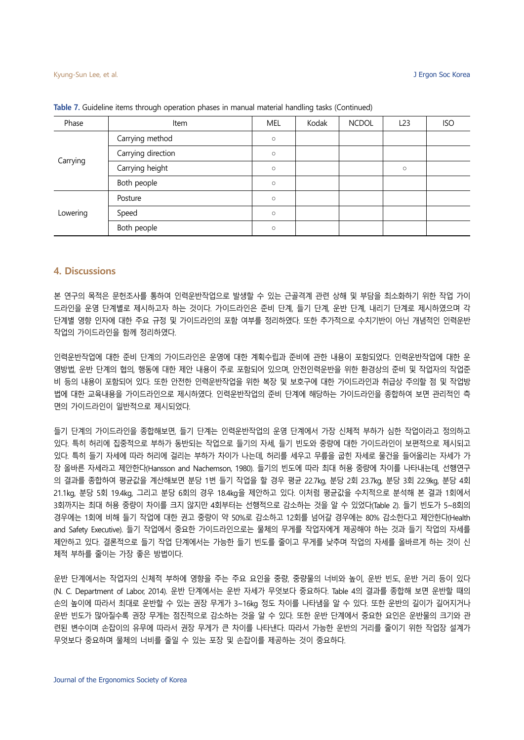Table 7. Guideline items through operation phases in manual material handling tasks (Continued)

| Phase | Item | MEL | Kodak | NCDOL | L23 | ISO |
|---|---|---|---|---|---|---|
| Carrying | Carrying method | ○ | | | | |
| | Carrying direction | ○ | | | | |
| | Carrying height | ○ | | | ○ | |
| | Both people | ○ | | | | |
| Lowering | Posture | ○ | | | | |
| | Speed | ○ | | | | |
| | Both people | ○ | | | | |

## 4. Discussions

본 연구의 목적은 문헌조사를 통하여 인력운반작업으로 발생할 수 있는 근골격계 관련 상해 및 부담을 최소화하기 위한 작업 가이드라인을 운영 단계별로 제시하고자 하는 것이다. 가이드라인은 준비 단계, 들기 단계, 운반 단계, 내리기 단계로 제시하였으며 각 단계별 영향 인자에 대한 주요 규정 및 가이드라인의 포함 여부를 정리하였다. 또한 추가적으로 수치기반이 아닌 개념적인 인력운반작업의 가이드라인을 함께 정리하였다.

인력운반작업에 대한 준비 단계의 가이드라인은 운영에 대한 계획수립과 준비에 관한 내용이 포함되었다. 인력운반작업에 대한 운영방법, 운반 단계의 협의, 행동에 대한 제안 내용이 주로 포함되어 있으며, 안전인력운반을 위한 환경상의 준비 및 작업자의 작업준비 등의 내용이 포함되어 있다. 또한 안전한 인력운반작업을 위한 복장 및 보호구에 대한 가이드라인과 취급상 주의할 점 및 작업방법에 대한 교육내용을 가이드라인으로 제시하였다. 인력운반작업의 준비 단계에 해당하는 가이드라인을 종합하여 보면 관리적인 측면의 가이드라인이 일반적으로 제시되었다.

들기 단계의 가이드라인을 종합해보면, 들기 단계는 인력운반작업의 운영 단계에서 가장 신체적 부하가 심한 작업이라고 정의하고 있다. 특히 허리에 집중적으로 부하가 동반되는 작업으로 들기의 자세, 들기 빈도와 중량에 대한 가이드라인이 보편적으로 제시되고 있다. 특히 들기 자세에 따라 허리에 걸리는 부하가 차이가 나는데, 허리를 세우고 무릎을 굽힌 자세로 물건을 들어올리는 자세가 가장 올바른 자세라고 제안한다(Hansson and Nachemson, 1980). 들기의 빈도에 따라 최대 허용 중량에 차이를 나타내는데, 선행연구의 결과를 종합하여 평균값을 계산해보면 분당 1번 들기 작업을 할 경우 평균 22.7kg, 분당 2회 23.7kg, 분당 3회 22.9kg, 분당 4회 21.1kg, 분당 5회 19.4kg, 그리고 분당 6회의 경우 18.4kg을 제안하고 있다. 이처럼 평균값을 수치적으로 분석해 본 결과 1회에서 3회까지는 최대 허용 중량이 차이를 크지 않지만 4회부터는 선행적으로 감소하는 것을 알 수 있었다(Table 2). 들기 빈도가 5~8회의 경우에는 1회에 비해 들기 작업에 대한 권고 중량이 약 50%로 감소하고 12회를 넘어갈 경우에는 80% 감소한다고 제안한다(Health and Safety Executive). 들기 작업에서 중요한 가이드라인으로는 물체의 무게를 작업자에게 제공해야 하는 것과 들기 작업의 자세를 제안하고 있다. 결론적으로 들기 작업 단계에서는 가능한 들기 빈도를 줄이고 무게를 낮추며 작업의 자세를 올바르게 하는 것이 신체적 부하를 줄이는 가장 좋은 방법이다.

운반 단계에서는 작업자의 신체적 부하에 영향을 주는 주요 요인을 중량, 중량물의 너비와 높이, 운반 빈도, 운반 거리 등이 있다(N. C. Department of Labor, 2014). 운반 단계에서는 운반 자세가 무엇보다 중요하다. Table 4의 결과를 종합해 보면 운반할 때의 손의 높이에 따라서 최대로 운반할 수 있는 권장 무게가 3~16kg 정도 차이를 나타냄을 알 수 있다. 또한 운반의 길이가 길어지거나 운반 빈도가 많아질수록 권장 무게는 점진적으로 감소하는 것을 알 수 있다. 또한 운반 단계에서 중요한 요인은 운반물의 크기와 관련된 변수이며 손잡이의 유무에 따라서 권장 무게가 큰 차이를 나타낸다. 따라서 가능한 운반의 거리를 줄이기 위한 작업장 설계가 무엇보다 중요하며 물체의 너비를 줄일 수 있는 포장 및 손잡이를 제공하는 것이 중요하다.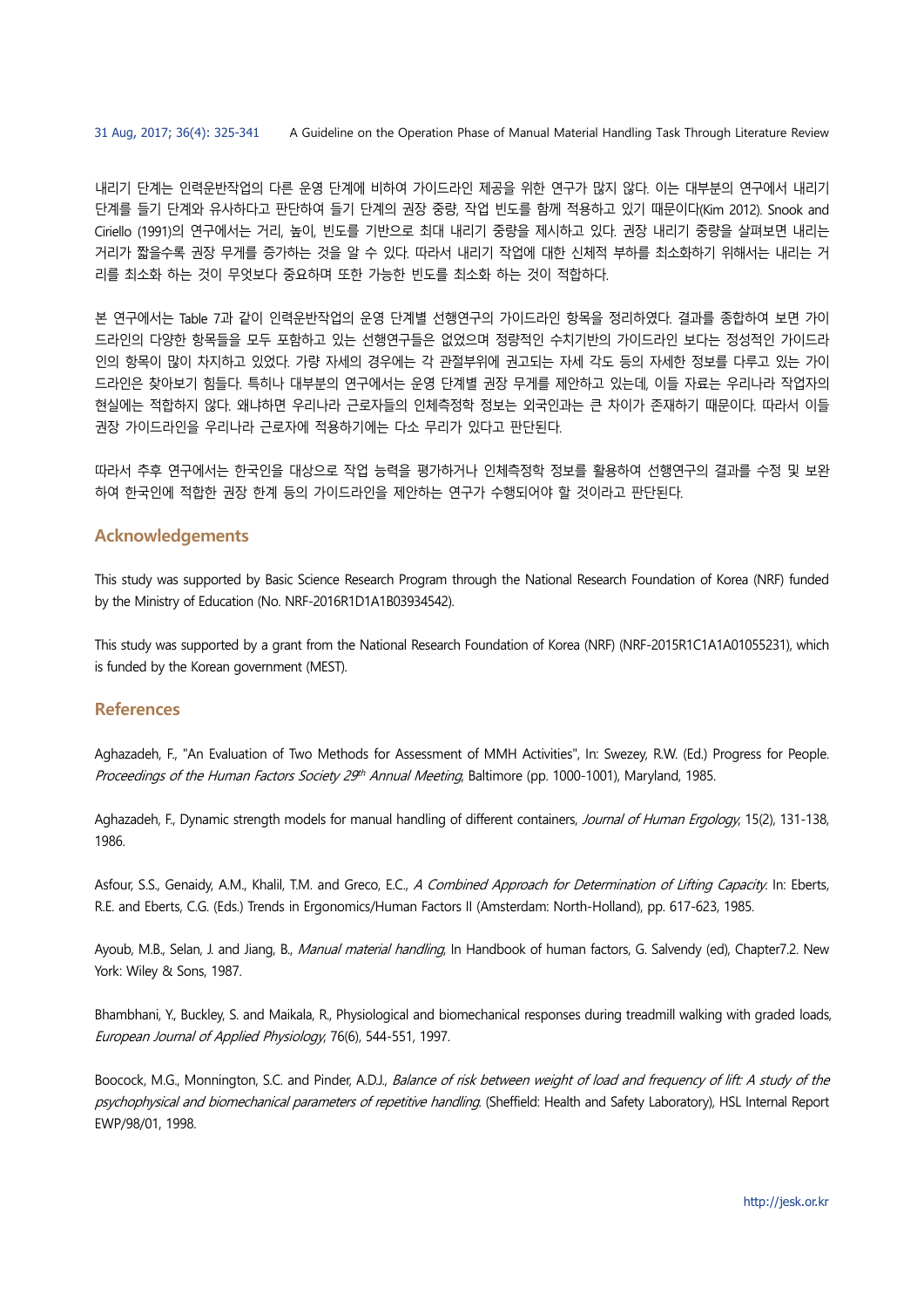내리기 단계는 인력운반작업의 다른 운영 단계에 비하여 가이드라인 제공을 위한 연구가 많지 않다. 이는 대부분의 연구에서 내리기 단계를 들기 단계와 유사하다고 판단하여 들기 단계의 권장 중량, 작업 빈도를 함께 적용하고 있기 때문이다(Kim 2012). Snook and Ciriello (1991)의 연구에서는 거리, 높이, 빈도를 기반으로 최대 내리기 중량을 제시하고 있다. 권장 내리기 중량을 살펴보면 내리는 거리가 짧을수록 권장 무게를 증가하는 것을 알 수 있다. 따라서 내리기 작업에 대한 신체적 부하를 최소화하기 위해서는 내리는 거리를 최소화 하는 것이 무엇보다 중요하며 또한 가능한 빈도를 최소화 하는 것이 적합하다.

본 연구에서는 Table 7과 같이 인력운반작업의 운영 단계별 선행연구의 가이드라인 항목을 정리하였다. 결과를 종합하여 보면 가이드라인의 다양한 항목들을 모두 포함하고 있는 선행연구들은 없었으며 정량적인 수치기반의 가이드라인 보다는 정성적인 가이드라인의 항목이 많이 차지하고 있었다. 가량 자세의 경우에는 각 관절부위에 권고되는 자세 각도 등의 자세한 정보를 다루고 있는 가이드라인은 찾아보기 힘들다. 특히나 대부분의 연구에서는 운영 단계별 권장 무게를 제안하고 있는데, 이들 자료는 우리나라 작업자의 현실에는 적합하지 않다. 왜냐하면 우리나라 근로자들의 인체측정학 정보는 외국인과는 큰 차이가 존재하기 때문이다. 따라서 이들 권장 가이드라인을 우리나라 근로자에 적용하기에는 다소 무리가 있다고 판단된다.

따라서 추후 연구에서는 한국인을 대상으로 작업 능력을 평가하거나 인체측정학 정보를 활용하여 선행연구의 결과를 수정 및 보완하여 한국인에 적합한 권장 한계 등의 가이드라인을 제안하는 연구가 수행되어야 할 것이라고 판단된다.

## Acknowledgements

This study was supported by Basic Science Research Program through the National Research Foundation of Korea (NRF) funded by the Ministry of Education (No. NRF-2016R1D1A1B03934542).

This study was supported by a grant from the National Research Foundation of Korea (NRF) (NRF-2015R1C1A1A01055231), which is funded by the Korean government (MEST).

## References

Aghazadeh, F., "An Evaluation of Two Methods for Assessment of MMH Activities", In: Swezey, R.W. (Ed.) Progress for People. *Proceedings of the Human Factors Society 29th Annual Meeting*, Baltimore (pp. 1000-1001), Maryland, 1985.

Aghazadeh, F., Dynamic strength models for manual handling of different containers, *Journal of Human Ergology*, 15(2), 131-138, 1986.

Asfour, S.S., Genaidy, A.M., Khalil, T.M. and Greco, E.C., *A Combined Approach for Determination of Lifting Capacity*. In: Eberts, R.E. and Eberts, C.G. (Eds.) Trends in Ergonomics/Human Factors II (Amsterdam: North-Holland), pp. 617-623, 1985.

Ayoub, M.B., Selan, J. and Jiang, B., *Manual material handling*, In Handbook of human factors, G. Salvendy (ed), Chapter7.2. New York: Wiley & Sons, 1987.

Bhambhani, Y., Buckley, S. and Maikala, R., Physiological and biomechanical responses during treadmill walking with graded loads, *European Journal of Applied Physiology*, 76(6), 544-551, 1997.

Boocock, M.G., Monnington, S.C. and Pinder, A.D.J., *Balance of risk between weight of load and frequency of lift: A study of the psychophysical and biomechanical parameters of repetitive handling*. (Sheffield: Health and Safety Laboratory), HSL Internal Report EWP/98/01, 1998.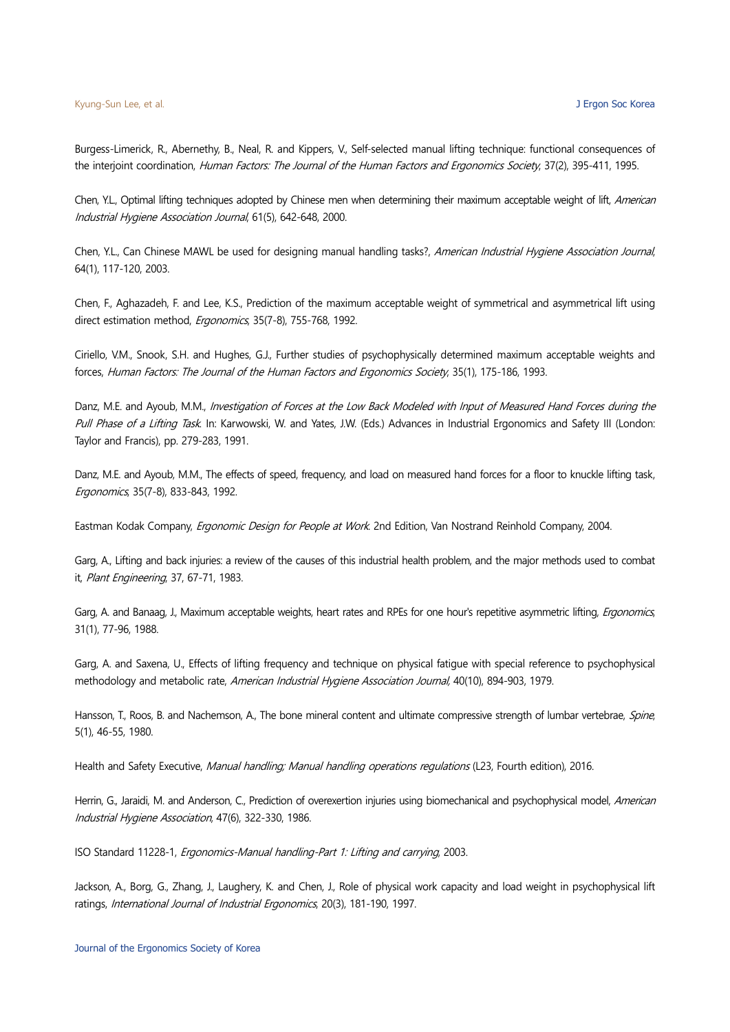Burgess-Limerick, R., Abernethy, B., Neal, R. and Kippers, V., Self-selected manual lifting technique: functional consequences of the interjoint coordination, *Human Factors: The Journal of the Human Factors and Ergonomics Society*, 37(2), 395-411, 1995.

Chen, Y.L., Optimal lifting techniques adopted by Chinese men when determining their maximum acceptable weight of lift, *American Industrial Hygiene Association Journal*, 61(5), 642-648, 2000.

Chen, Y.L., Can Chinese MAWL be used for designing manual handling tasks?, *American Industrial Hygiene Association Journal*, 64(1), 117-120, 2003.

Chen, F., Aghazadeh, F. and Lee, K.S., Prediction of the maximum acceptable weight of symmetrical and asymmetrical lift using direct estimation method, *Ergonomics*, 35(7-8), 755-768, 1992.

Ciriello, V.M., Snook, S.H. and Hughes, G.J., Further studies of psychophysically determined maximum acceptable weights and forces, *Human Factors: The Journal of the Human Factors and Ergonomics Society*, 35(1), 175-186, 1993.

Danz, M.E. and Ayoub, M.M., *Investigation of Forces at the Low Back Modeled with Input of Measured Hand Forces during the Pull Phase of a Lifting Task*. In: Karwowski, W. and Yates, J.W. (Eds.) Advances in Industrial Ergonomics and Safety III (London: Taylor and Francis), pp. 279-283, 1991.

Danz, M.E. and Ayoub, M.M., The effects of speed, frequency, and load on measured hand forces for a floor to knuckle lifting task, *Ergonomics*, 35(7-8), 833-843, 1992.

Eastman Kodak Company, *Ergonomic Design for People at Work*. 2nd Edition, Van Nostrand Reinhold Company, 2004.

Garg, A., Lifting and back injuries: a review of the causes of this industrial health problem, and the major methods used to combat it, *Plant Engineering*, 37, 67-71, 1983.

Garg, A. and Banaag, J., Maximum acceptable weights, heart rates and RPEs for one hour's repetitive asymmetric lifting, *Ergonomics*, 31(1), 77-96, 1988.

Garg, A. and Saxena, U., Effects of lifting frequency and technique on physical fatigue with special reference to psychophysical methodology and metabolic rate, *American Industrial Hygiene Association Journal*, 40(10), 894-903, 1979.

Hansson, T., Roos, B. and Nachemson, A., The bone mineral content and ultimate compressive strength of lumbar vertebrae, *Spine*, 5(1), 46-55, 1980.

Health and Safety Executive, *Manual handling; Manual handling operations regulations* (L23, Fourth edition), 2016.

Herrin, G., Jaraidi, M. and Anderson, C., Prediction of overexertion injuries using biomechanical and psychophysical model, *American Industrial Hygiene Association*, 47(6), 322-330, 1986.

ISO Standard 11228-1, *Ergonomics-Manual handling-Part 1: Lifting and carrying*, 2003.

Jackson, A., Borg, G., Zhang, J., Laughery, K. and Chen, J., Role of physical work capacity and load weight in psychophysical lift ratings, *International Journal of Industrial Ergonomics*, 20(3), 181-190, 1997.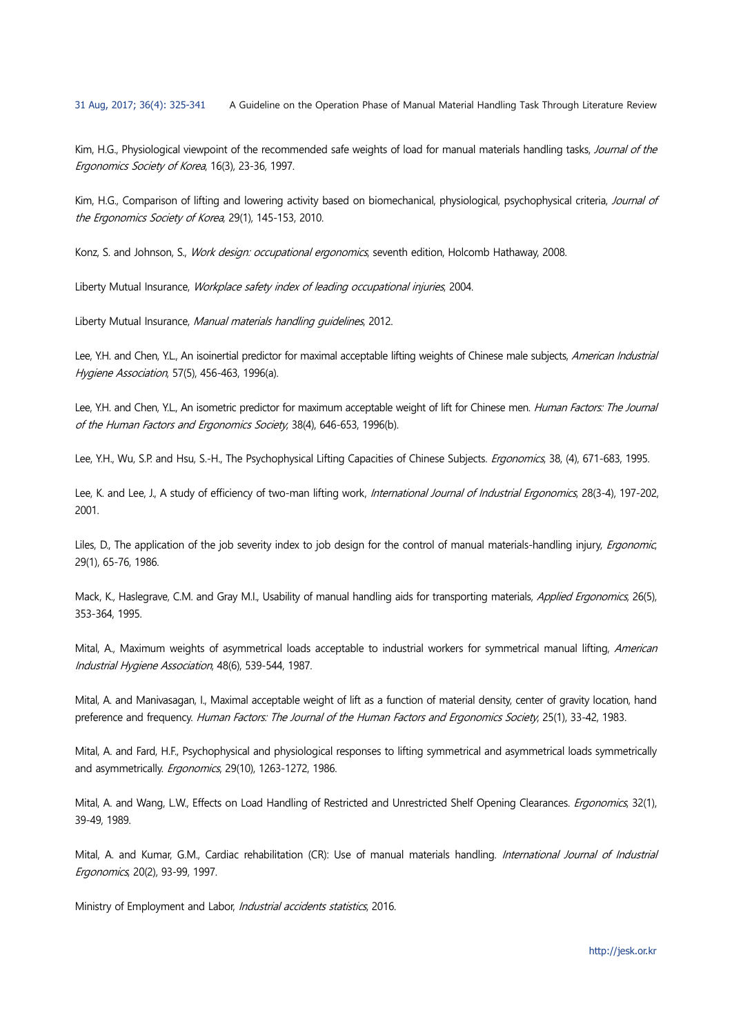Kim, H.G., Physiological viewpoint of the recommended safe weights of load for manual materials handling tasks, *Journal of the Ergonomics Society of Korea*, 16(3), 23-36, 1997.

Kim, H.G., Comparison of lifting and lowering activity based on biomechanical, physiological, psychophysical criteria, *Journal of the Ergonomics Society of Korea*, 29(1), 145-153, 2010.

Konz, S. and Johnson, S., *Work design: occupational ergonomics*, seventh edition, Holcomb Hathaway, 2008.

Liberty Mutual Insurance, *Workplace safety index of leading occupational injuries*, 2004.

Liberty Mutual Insurance, *Manual materials handling guidelines*, 2012.

Lee, Y.H. and Chen, Y.L., An isoinertial predictor for maximal acceptable lifting weights of Chinese male subjects, *American Industrial Hygiene Association*, 57(5), 456-463, 1996(a).

Lee, Y.H. and Chen, Y.L., An isometric predictor for maximum acceptable weight of lift for Chinese men. *Human Factors: The Journal of the Human Factors and Ergonomics Society*, 38(4), 646-653, 1996(b).

Lee, Y.H., Wu, S.P. and Hsu, S.-H., The Psychophysical Lifting Capacities of Chinese Subjects. *Ergonomics*, 38, (4), 671-683, 1995.

Lee, K. and Lee, J., A study of efficiency of two-man lifting work, *International Journal of Industrial Ergonomics*, 28(3-4), 197-202, 2001.

Liles, D., The application of the job severity index to job design for the control of manual materials-handling injury, *Ergonomic*, 29(1), 65-76, 1986.

Mack, K., Haslegrave, C.M. and Gray M.I., Usability of manual handling aids for transporting materials, *Applied Ergonomics*, 26(5), 353-364, 1995.

Mital, A., Maximum weights of asymmetrical loads acceptable to industrial workers for symmetrical manual lifting, *American Industrial Hygiene Association*, 48(6), 539-544, 1987.

Mital, A. and Manivasagan, I., Maximal acceptable weight of lift as a function of material density, center of gravity location, hand preference and frequency. *Human Factors: The Journal of the Human Factors and Ergonomics Society*, 25(1), 33-42, 1983.

Mital, A. and Fard, H.F., Psychophysical and physiological responses to lifting symmetrical and asymmetrical loads symmetrically and asymmetrically. *Ergonomics*, 29(10), 1263-1272, 1986.

Mital, A. and Wang, L.W., Effects on Load Handling of Restricted and Unrestricted Shelf Opening Clearances. *Ergonomics*, 32(1), 39-49, 1989.

Mital, A. and Kumar, G.M., Cardiac rehabilitation (CR): Use of manual materials handling. *International Journal of Industrial Ergonomics*, 20(2), 93-99, 1997.

Ministry of Employment and Labor, *Industrial accidents statistics*, 2016.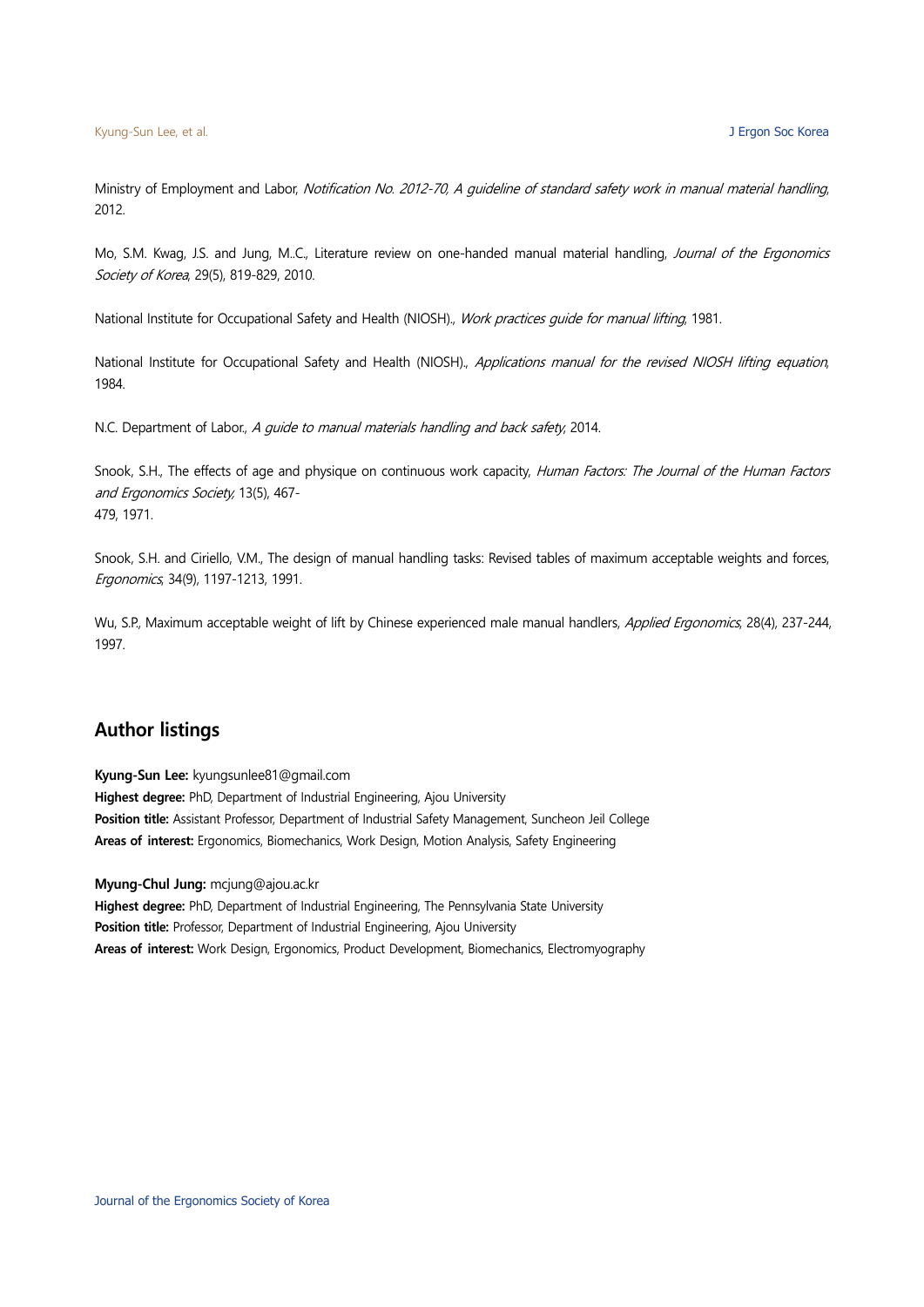Ministry of Employment and Labor, *Notification No. 2012-70, A guideline of standard safety work in manual material handling*, 2012.

Mo, S.M. Kwag, J.S. and Jung, M..C., Literature review on one-handed manual material handling, *Journal of the Ergonomics Society of Korea*, 29(5), 819-829, 2010.

National Institute for Occupational Safety and Health (NIOSH)., *Work practices guide for manual lifting*, 1981.

National Institute for Occupational Safety and Health (NIOSH)., *Applications manual for the revised NIOSH lifting equation*, 1984.

N.C. Department of Labor., *A guide to manual materials handling and back safety*, 2014.

Snook, S.H., The effects of age and physique on continuous work capacity, *Human Factors: The Journal of the Human Factors and Ergonomics Society*, 13(5), 467-
479, 1971.

Snook, S.H. and Ciriello, V.M., The design of manual handling tasks: Revised tables of maximum acceptable weights and forces, *Ergonomics*, 34(9), 1197-1213, 1991.

Wu, S.P., Maximum acceptable weight of lift by Chinese experienced male manual handlers, *Applied Ergonomics*, 28(4), 237-244, 1997.

## Author listings

**Kyung-Sun Lee:** kyungsunlee81@gmail.com
**Highest degree:** PhD, Department of Industrial Engineering, Ajou University
**Position title:** Assistant Professor, Department of Industrial Safety Management, Suncheon Jeil College
**Areas of interest:** Ergonomics, Biomechanics, Work Design, Motion Analysis, Safety Engineering

**Myung-Chul Jung:** mcjung@ajou.ac.kr
**Highest degree:** PhD, Department of Industrial Engineering, The Pennsylvania State University
**Position title:** Professor, Department of Industrial Engineering, Ajou University
**Areas of interest:** Work Design, Ergonomics, Product Development, Biomechanics, Electromyography